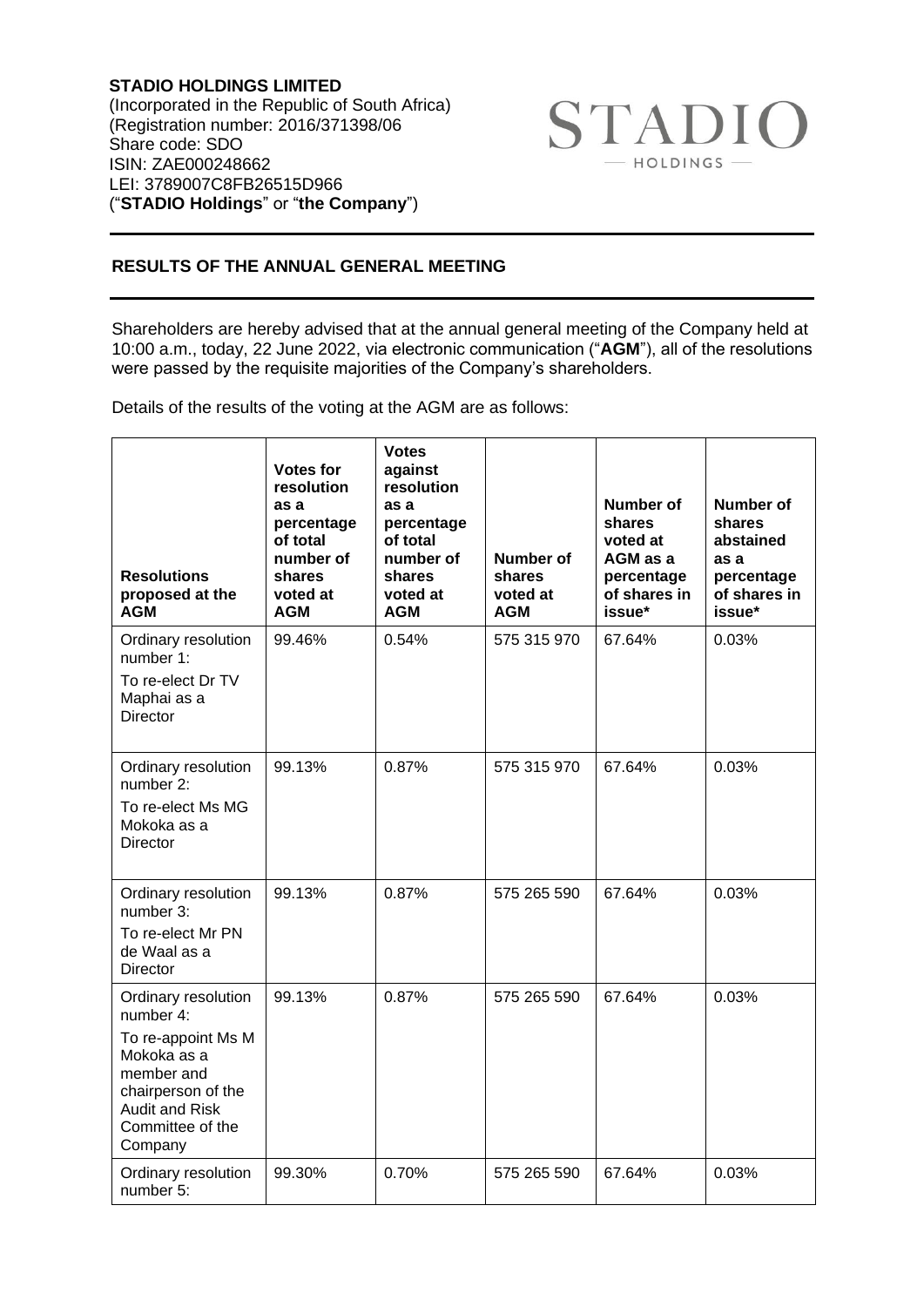**STADIO HOLDINGS LIMITED**
(Incorporated in the Republic of South Africa)
(Registration number: 2016/371398/06
Share code: SDO
ISIN: ZAE000248662
LEI: 3789007C8FB26515D966
("**STADIO Holdings**" or "**the Company**")

STADIO
— HOLDINGS —

## RESULTS OF THE ANNUAL GENERAL MEETING

Shareholders are hereby advised that at the annual general meeting of the Company held at 10:00 a.m., today, 22 June 2022, via electronic communication ("**AGM**"), all of the resolutions were passed by the requisite majorities of the Company's shareholders.

Details of the results of the voting at the AGM are as follows:

| Resolutions proposed at the AGM | Votes for resolution as a percentage of total number of shares voted at AGM | Votes against resolution as a percentage of total number of shares voted at AGM | Number of shares voted at AGM | Number of shares voted at AGM as a percentage of shares in issue* | Number of shares abstained as a percentage of shares in issue* |
|---|---|---|---|---|---|
| Ordinary resolution number 1: To re-elect Dr TV Maphai as a Director | 99.46% | 0.54% | 575 315 970 | 67.64% | 0.03% |
| Ordinary resolution number 2: To re-elect Ms MG Mokoka as a Director | 99.13% | 0.87% | 575 315 970 | 67.64% | 0.03% |
| Ordinary resolution number 3: To re-elect Mr PN de Waal as a Director | 99.13% | 0.87% | 575 265 590 | 67.64% | 0.03% |
| Ordinary resolution number 4: To re-appoint Ms M Mokoka as a member and chairperson of the Audit and Risk Committee of the Company | 99.13% | 0.87% | 575 265 590 | 67.64% | 0.03% |
| Ordinary resolution number 5: | 99.30% | 0.70% | 575 265 590 | 67.64% | 0.03% |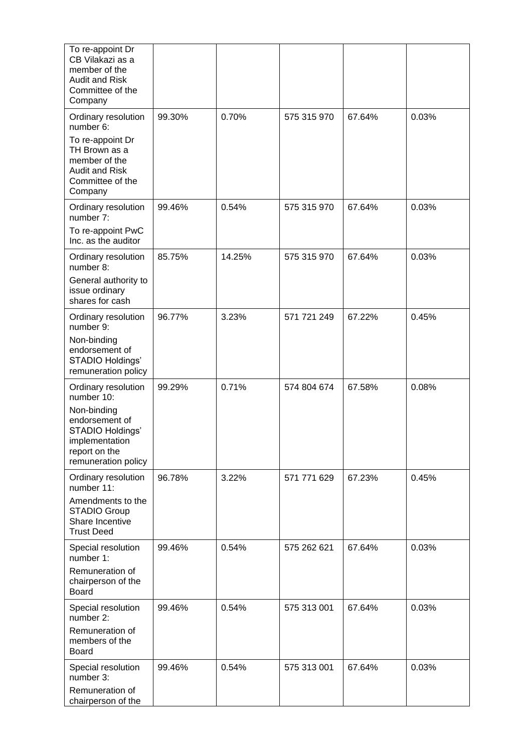| | | | | | |
|---|---|---|---|---|---|
| To re-appoint Dr CB Vilakazi as a member of the Audit and Risk Committee of the Company | | | | | |
| Ordinary resolution number 6: To re-appoint Dr TH Brown as a member of the Audit and Risk Committee of the Company | 99.30% | 0.70% | 575 315 970 | 67.64% | 0.03% |
| Ordinary resolution number 7: To re-appoint PwC Inc. as the auditor | 99.46% | 0.54% | 575 315 970 | 67.64% | 0.03% |
| Ordinary resolution number 8: General authority to issue ordinary shares for cash | 85.75% | 14.25% | 575 315 970 | 67.64% | 0.03% |
| Ordinary resolution number 9: Non-binding endorsement of STADIO Holdings' remuneration policy | 96.77% | 3.23% | 571 721 249 | 67.22% | 0.45% |
| Ordinary resolution number 10: Non-binding endorsement of STADIO Holdings' implementation report on the remuneration policy | 99.29% | 0.71% | 574 804 674 | 67.58% | 0.08% |
| Ordinary resolution number 11: Amendments to the STADIO Group Share Incentive Trust Deed | 96.78% | 3.22% | 571 771 629 | 67.23% | 0.45% |
| Special resolution number 1: Remuneration of chairperson of the Board | 99.46% | 0.54% | 575 262 621 | 67.64% | 0.03% |
| Special resolution number 2: Remuneration of members of the Board | 99.46% | 0.54% | 575 313 001 | 67.64% | 0.03% |
| Special resolution number 3: Remuneration of chairperson of the | 99.46% | 0.54% | 575 313 001 | 67.64% | 0.03% |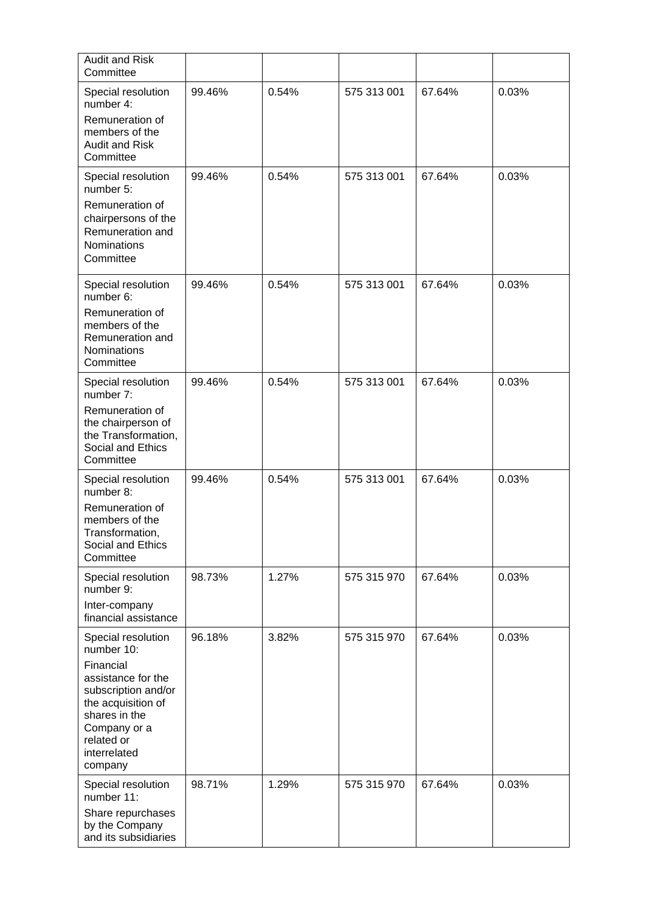| | | | | | |
|---|---|---|---|---|---|
| Audit and Risk Committee | | | | | |
| Special resolution number 4: Remuneration of members of the Audit and Risk Committee | 99.46% | 0.54% | 575 313 001 | 67.64% | 0.03% |
| Special resolution number 5: Remuneration of chairpersons of the Remuneration and Nominations Committee | 99.46% | 0.54% | 575 313 001 | 67.64% | 0.03% |
| Special resolution number 6: Remuneration of members of the Remuneration and Nominations Committee | 99.46% | 0.54% | 575 313 001 | 67.64% | 0.03% |
| Special resolution number 7: Remuneration of the chairperson of the Transformation, Social and Ethics Committee | 99.46% | 0.54% | 575 313 001 | 67.64% | 0.03% |
| Special resolution number 8: Remuneration of members of the Transformation, Social and Ethics Committee | 99.46% | 0.54% | 575 313 001 | 67.64% | 0.03% |
| Special resolution number 9: Inter-company financial assistance | 98.73% | 1.27% | 575 315 970 | 67.64% | 0.03% |
| Special resolution number 10: Financial assistance for the subscription and/or the acquisition of shares in the Company or a related or interrelated company | 96.18% | 3.82% | 575 315 970 | 67.64% | 0.03% |
| Special resolution number 11: Share repurchases by the Company and its subsidiaries | 98.71% | 1.29% | 575 315 970 | 67.64% | 0.03% |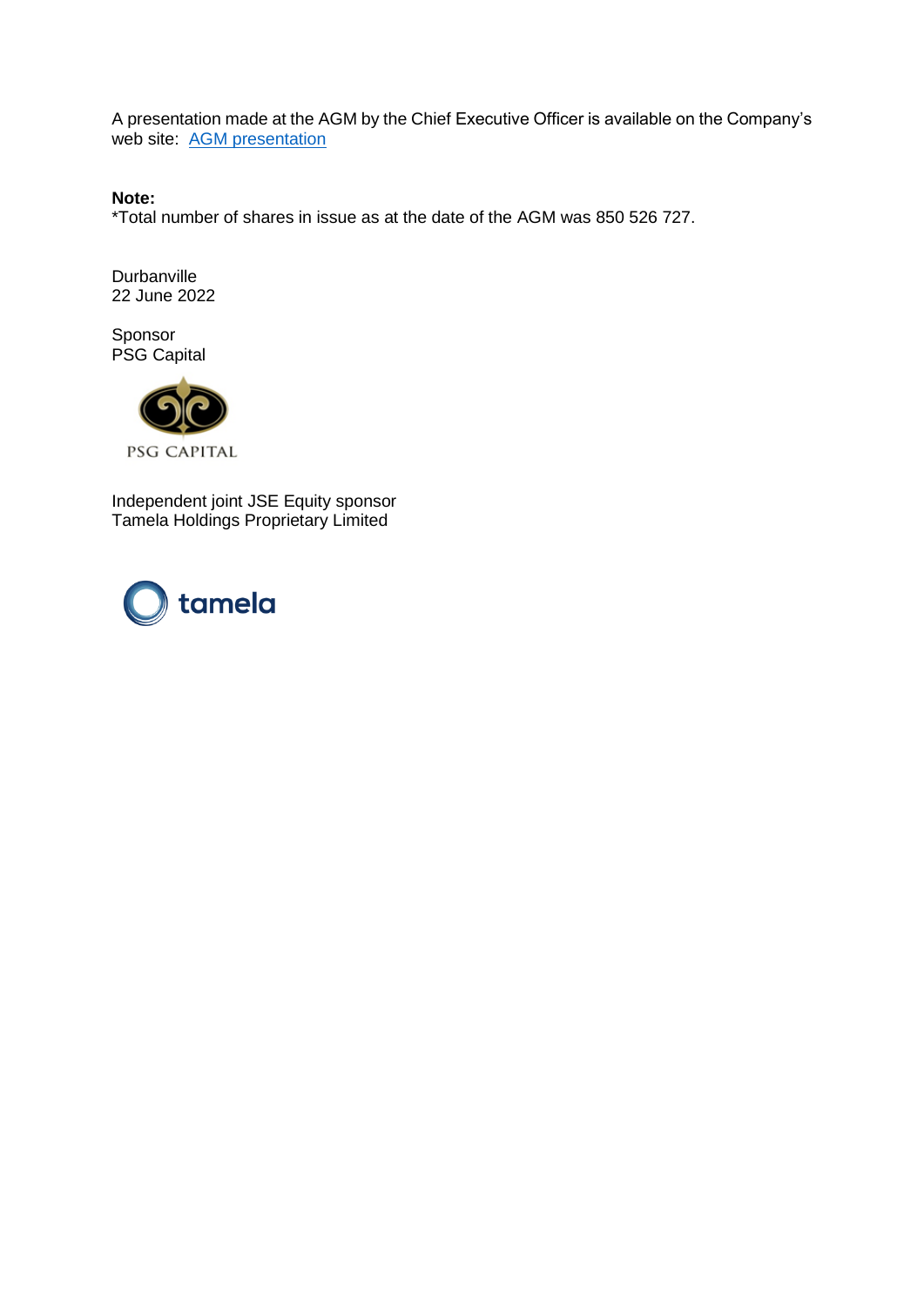A presentation made at the AGM by the Chief Executive Officer is available on the Company's web site: [AGM presentation]

**Note:**
*Total number of shares in issue as at the date of the AGM was 850 526 727.

Durbanville
22 June 2022

Sponsor
PSG Capital

PSG CAPITAL

Independent joint JSE Equity sponsor
Tamela Holdings Proprietary Limited

tamela